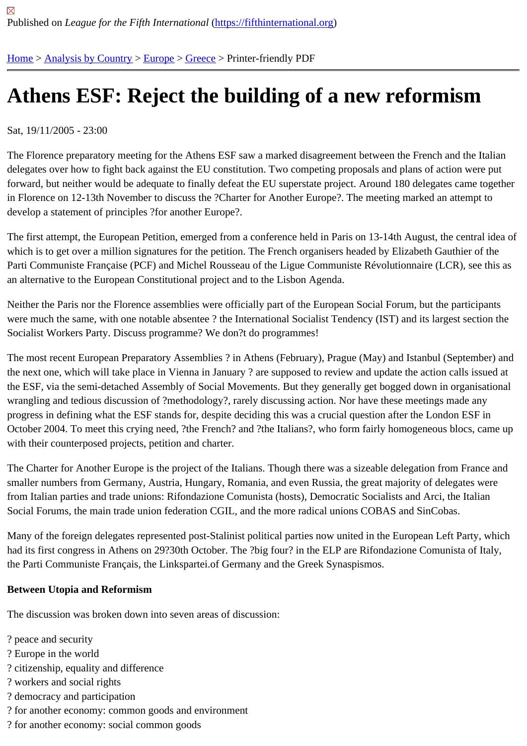Published on *League for the Fifth International* (https://fifthinternational.org)

Home > Analysis by Country > Europe > Greece > Printer-friendly PDF

# Athens ESF: Reject the building of a new reformism

Sat, 19/11/2005 - 23:00

The Florence preparatory meeting for the Athens ESF saw a marked disagreement between the French and the Italian delegates over how to fight back against the EU constitution. Two competing proposals and plans of action were put forward, but neither would be adequate to finally defeat the EU superstate project. Around 180 delegates came together in Florence on 12-13th November to discuss the ?Charter for Another Europe?. The meeting marked an attempt to develop a statement of principles ?for another Europe?.

The first attempt, the European Petition, emerged from a conference held in Paris on 13-14th August, the central idea of which is to get over a million signatures for the petition. The French organisers headed by Elizabeth Gauthier of the Parti Communiste Française (PCF) and Michel Rousseau of the Ligue Communiste Révolutionnaire (LCR), see this as an alternative to the European Constitutional project and to the Lisbon Agenda.

Neither the Paris nor the Florence assemblies were officially part of the European Social Forum, but the participants were much the same, with one notable absentee ? the International Socialist Tendency (IST) and its largest section the Socialist Workers Party. Discuss programme? We don?t do programmes!

The most recent European Preparatory Assemblies ? in Athens (February), Prague (May) and Istanbul (September) and the next one, which will take place in Vienna in January ? are supposed to review and update the action calls issued at the ESF, via the semi-detached Assembly of Social Movements. But they generally get bogged down in organisational wrangling and tedious discussion of ?methodology?, rarely discussing action. Nor have these meetings made any progress in defining what the ESF stands for, despite deciding this was a crucial question after the London ESF in October 2004. To meet this crying need, ?the French? and ?the Italians?, who form fairly homogeneous blocs, came up with their counterposed projects, petition and charter.

The Charter for Another Europe is the project of the Italians. Though there was a sizeable delegation from France and smaller numbers from Germany, Austria, Hungary, Romania, and even Russia, the great majority of delegates were from Italian parties and trade unions: Rifondazione Comunista (hosts), Democratic Socialists and Arci, the Italian Social Forums, the main trade union federation CGIL, and the more radical unions COBAS and SinCobas.

Many of the foreign delegates represented post-Stalinist political parties now united in the European Left Party, which had its first congress in Athens on 29?30th October. The ?big four? in the ELP are Rifondazione Comunista of Italy, the Parti Communiste Français, the Linkspartei.of Germany and the Greek Synaspismos.

**Between Utopia and Reformism**

The discussion was broken down into seven areas of discussion:

? peace and security
? Europe in the world
? citizenship, equality and difference
? workers and social rights
? democracy and participation
? for another economy: common goods and environment
? for another economy: social common goods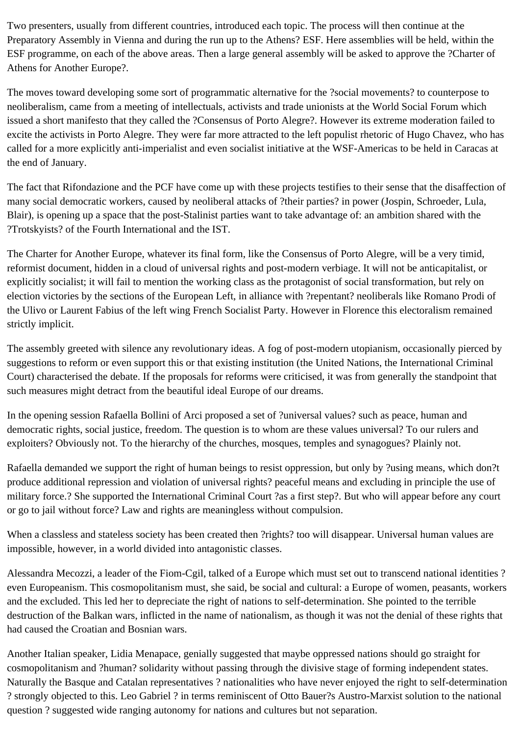Two presenters, usually from different countries, introduced each topic. The process will then continue at the Preparatory Assembly in Vienna and during the run up to the Athens? ESF. Here assemblies will be held, within the ESF programme, on each of the above areas. Then a large general assembly will be asked to approve the ?Charter of Athens for Another Europe?.

The moves toward developing some sort of programmatic alternative for the ?social movements? to counterpose to neoliberalism, came from a meeting of intellectuals, activists and trade unionists at the World Social Forum which issued a short manifesto that they called the ?Consensus of Porto Alegre?. However its extreme moderation failed to excite the activists in Porto Alegre. They were far more attracted to the left populist rhetoric of Hugo Chavez, who has called for a more explicitly anti-imperialist and even socialist initiative at the WSF-Americas to be held in Caracas at the end of January.

The fact that Rifondazione and the PCF have come up with these projects testifies to their sense that the disaffection of many social democratic workers, caused by neoliberal attacks of ?their parties? in power (Jospin, Schroeder, Lula, Blair), is opening up a space that the post-Stalinist parties want to take advantage of: an ambition shared with the ?Trotskyists? of the Fourth International and the IST.

The Charter for Another Europe, whatever its final form, like the Consensus of Porto Alegre, will be a very timid, reformist document, hidden in a cloud of universal rights and post-modern verbiage. It will not be anticapitalist, or explicitly socialist; it will fail to mention the working class as the protagonist of social transformation, but rely on election victories by the sections of the European Left, in alliance with ?repentant? neoliberals like Romano Prodi of the Ulivo or Laurent Fabius of the left wing French Socialist Party. However in Florence this electoralism remained strictly implicit.

The assembly greeted with silence any revolutionary ideas. A fog of post-modern utopianism, occasionally pierced by suggestions to reform or even support this or that existing institution (the United Nations, the International Criminal Court) characterised the debate. If the proposals for reforms were criticised, it was from generally the standpoint that such measures might detract from the beautiful ideal Europe of our dreams.

In the opening session Rafaella Bollini of Arci proposed a set of ?universal values? such as peace, human and democratic rights, social justice, freedom. The question is to whom are these values universal? To our rulers and exploiters? Obviously not. To the hierarchy of the churches, mosques, temples and synagogues? Plainly not.

Rafaella demanded we support the right of human beings to resist oppression, but only by ?using means, which don?t produce additional repression and violation of universal rights? peaceful means and excluding in principle the use of military force.? She supported the International Criminal Court ?as a first step?. But who will appear before any court or go to jail without force? Law and rights are meaningless without compulsion.

When a classless and stateless society has been created then ?rights? too will disappear. Universal human values are impossible, however, in a world divided into antagonistic classes.

Alessandra Mecozzi, a leader of the Fiom-Cgil, talked of a Europe which must set out to transcend national identities ? even Europeanism. This cosmopolitanism must, she said, be social and cultural: a Europe of women, peasants, workers and the excluded. This led her to depreciate the right of nations to self-determination. She pointed to the terrible destruction of the Balkan wars, inflicted in the name of nationalism, as though it was not the denial of these rights that had caused the Croatian and Bosnian wars.

Another Italian speaker, Lidia Menapace, genially suggested that maybe oppressed nations should go straight for cosmopolitanism and ?human? solidarity without passing through the divisive stage of forming independent states. Naturally the Basque and Catalan representatives ? nationalities who have never enjoyed the right to self-determination ? strongly objected to this. Leo Gabriel ? in terms reminiscent of Otto Bauer?s Austro-Marxist solution to the national question ? suggested wide ranging autonomy for nations and cultures but not separation.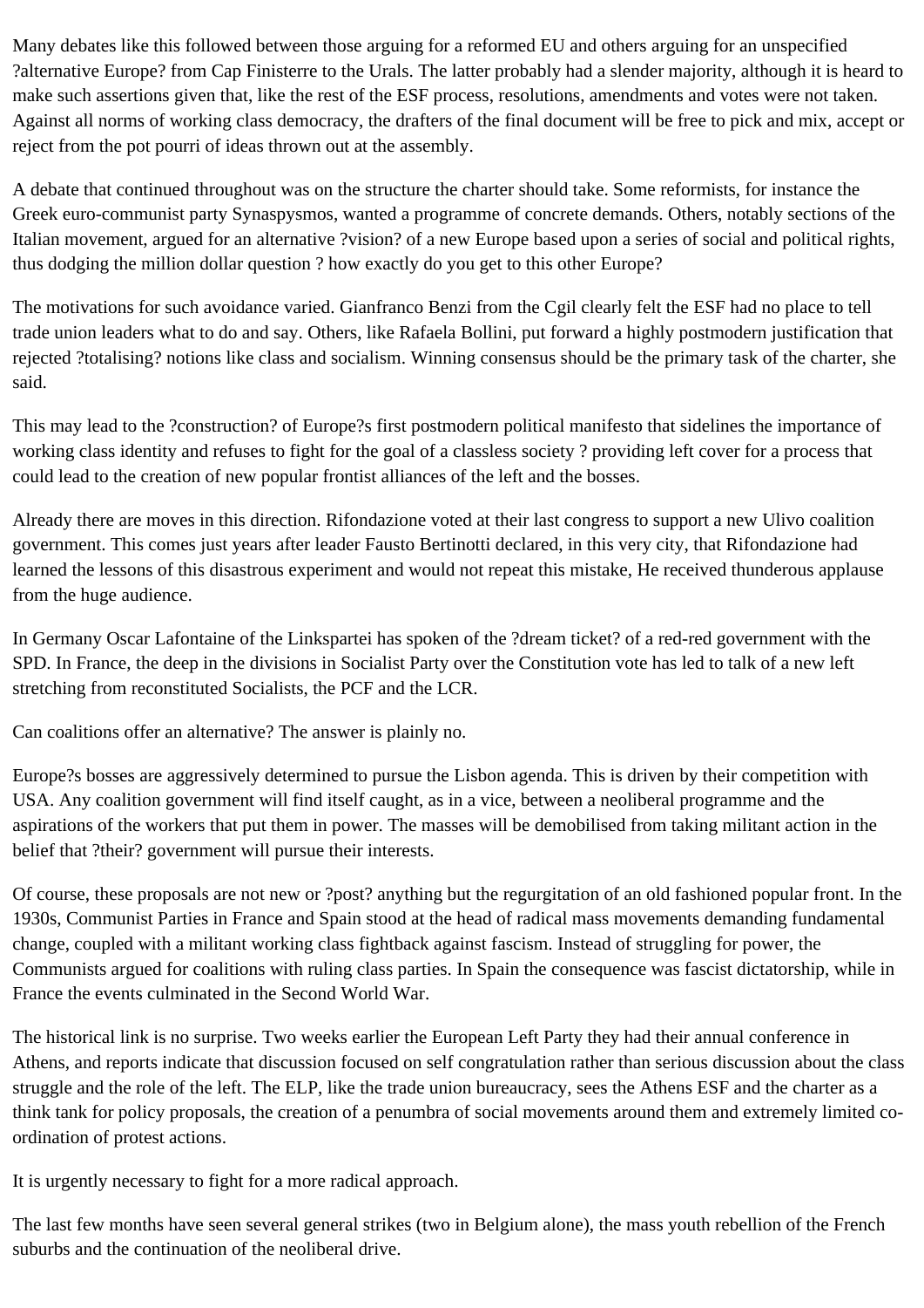Many debates like this followed between those arguing for a reformed EU and others arguing for an unspecified ?alternative Europe? from Cap Finisterre to the Urals. The latter probably had a slender majority, although it is heard to make such assertions given that, like the rest of the ESF process, resolutions, amendments and votes were not taken. Against all norms of working class democracy, the drafters of the final document will be free to pick and mix, accept or reject from the pot pourri of ideas thrown out at the assembly.

A debate that continued throughout was on the structure the charter should take. Some reformists, for instance the Greek euro-communist party Synaspysmos, wanted a programme of concrete demands. Others, notably sections of the Italian movement, argued for an alternative ?vision? of a new Europe based upon a series of social and political rights, thus dodging the million dollar question ? how exactly do you get to this other Europe?

The motivations for such avoidance varied. Gianfranco Benzi from the Cgil clearly felt the ESF had no place to tell trade union leaders what to do and say. Others, like Rafaela Bollini, put forward a highly postmodern justification that rejected ?totalising? notions like class and socialism. Winning consensus should be the primary task of the charter, she said.

This may lead to the ?construction? of Europe?s first postmodern political manifesto that sidelines the importance of working class identity and refuses to fight for the goal of a classless society ? providing left cover for a process that could lead to the creation of new popular frontist alliances of the left and the bosses.

Already there are moves in this direction. Rifondazione voted at their last congress to support a new Ulivo coalition government. This comes just years after leader Fausto Bertinotti declared, in this very city, that Rifondazione had learned the lessons of this disastrous experiment and would not repeat this mistake, He received thunderous applause from the huge audience.

In Germany Oscar Lafontaine of the Linkspartei has spoken of the ?dream ticket? of a red-red government with the SPD. In France, the deep in the divisions in Socialist Party over the Constitution vote has led to talk of a new left stretching from reconstituted Socialists, the PCF and the LCR.

Can coalitions offer an alternative? The answer is plainly no.

Europe?s bosses are aggressively determined to pursue the Lisbon agenda. This is driven by their competition with USA. Any coalition government will find itself caught, as in a vice, between a neoliberal programme and the aspirations of the workers that put them in power. The masses will be demobilised from taking militant action in the belief that ?their? government will pursue their interests.

Of course, these proposals are not new or ?post? anything but the regurgitation of an old fashioned popular front. In the 1930s, Communist Parties in France and Spain stood at the head of radical mass movements demanding fundamental change, coupled with a militant working class fightback against fascism. Instead of struggling for power, the Communists argued for coalitions with ruling class parties. In Spain the consequence was fascist dictatorship, while in France the events culminated in the Second World War.

The historical link is no surprise. Two weeks earlier the European Left Party they had their annual conference in Athens, and reports indicate that discussion focused on self congratulation rather than serious discussion about the class struggle and the role of the left. The ELP, like the trade union bureaucracy, sees the Athens ESF and the charter as a think tank for policy proposals, the creation of a penumbra of social movements around them and extremely limited co-ordination of protest actions.

It is urgently necessary to fight for a more radical approach.

The last few months have seen several general strikes (two in Belgium alone), the mass youth rebellion of the French suburbs and the continuation of the neoliberal drive.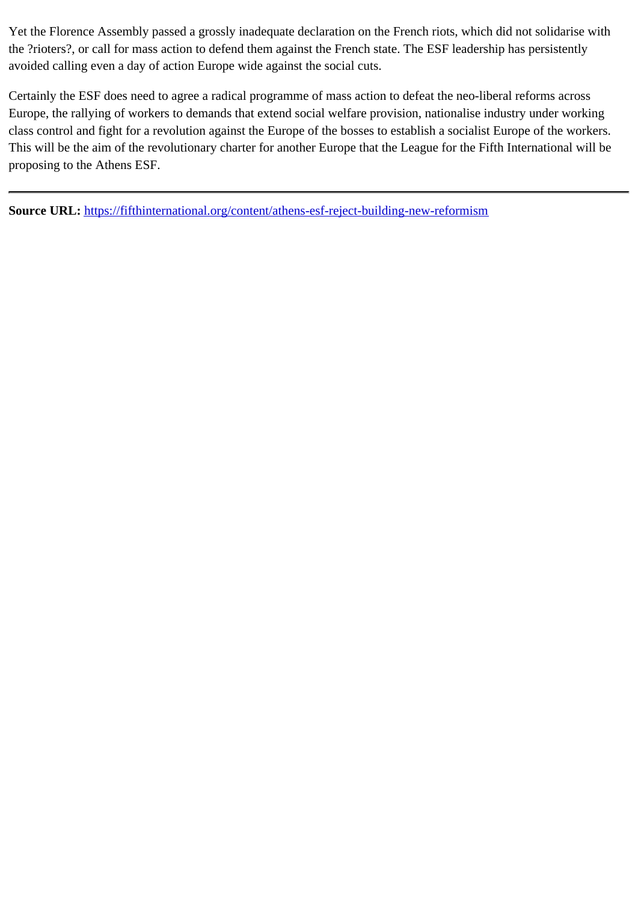Yet the Florence Assembly passed a grossly inadequate declaration on the French riots, which did not solidarise with the ?rioters?, or call for mass action to defend them against the French state. The ESF leadership has persistently avoided calling even a day of action Europe wide against the social cuts.

Certainly the ESF does need to agree a radical programme of mass action to defeat the neo-liberal reforms across Europe, the rallying of workers to demands that extend social welfare provision, nationalise industry under working class control and fight for a revolution against the Europe of the bosses to establish a socialist Europe of the workers. This will be the aim of the revolutionary charter for another Europe that the League for the Fifth International will be proposing to the Athens ESF.

---

**Source URL:** https://fifthinternational.org/content/athens-esf-reject-building-new-reformism